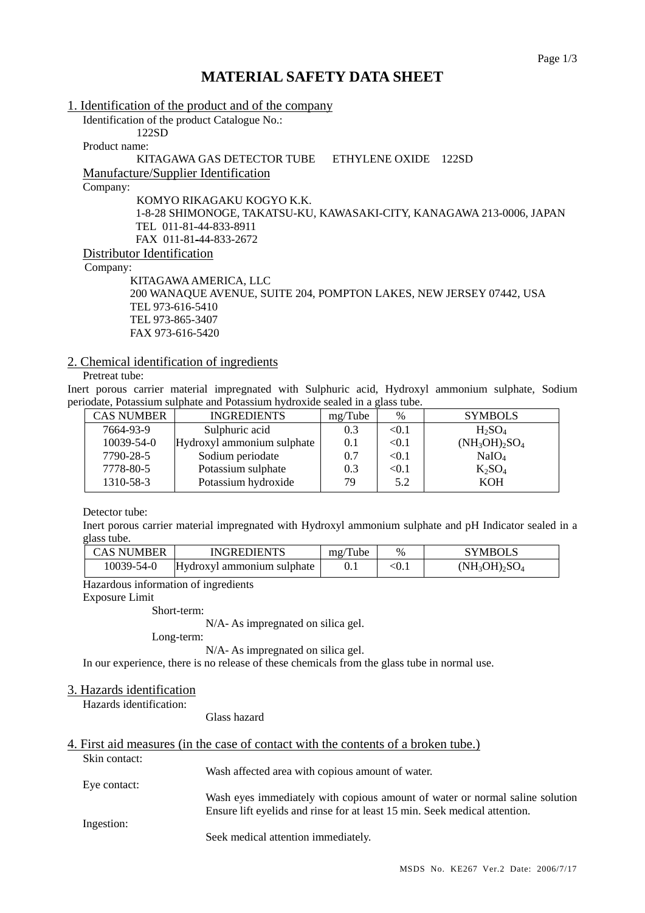# MATERIAL SAFETY DATA SHEET

## 1. Identification of the product and of the company

Identification of the product Catalogue No.:

122SD

Product name:

KITAGAWA GAS DETECTOR TUBE ETHYLENE OXIDE 122SD

### Manufacture/Supplier Identification

Company:

KOMYO RIKAGAKU KOGYO K.K.
1-8-28 SHIMONOGE, TAKATSU-KU, KAWASAKI-CITY, KANAGAWA 213-0006, JAPAN
TEL 011-81-44-833-8911
FAX 011-81-44-833-2672

### Distributor Identification

Company:

KITAGAWA AMERICA, LLC
200 WANAQUE AVENUE, SUITE 204, POMPTON LAKES, NEW JERSEY 07442, USA
TEL 973-616-5410
TEL 973-865-3407
FAX 973-616-5420

## 2. Chemical identification of ingredients

Pretreat tube:

Inert porous carrier material impregnated with Sulphuric acid, Hydroxyl ammonium sulphate, Sodium periodate, Potassium sulphate and Potassium hydroxide sealed in a glass tube.

| CAS NUMBER | INGREDIENTS | mg/Tube | % | SYMBOLS |
|---|---|---|---|---|
| 7664-93-9 | Sulphuric acid | 0.3 | <0.1 | $H_2SO_4$ |
| 10039-54-0 | Hydroxyl ammonium sulphate | 0.1 | <0.1 | $(NH_3OH)_2SO_4$ |
| 7790-28-5 | Sodium periodate | 0.7 | <0.1 | $NaIO_4$ |
| 7778-80-5 | Potassium sulphate | 0.3 | <0.1 | $K_2SO_4$ |
| 1310-58-3 | Potassium hydroxide | 79 | 5.2 | KOH |

Detector tube:

Inert porous carrier material impregnated with Hydroxyl ammonium sulphate and pH Indicator sealed in a glass tube.

| CAS NUMBER | INGREDIENTS | mg/Tube | % | SYMBOLS |
|---|---|---|---|---|
| 10039-54-0 | Hydroxyl ammonium sulphate | 0.1 | <0.1 | $(NH_3OH)_2SO_4$ |

Hazardous information of ingredients

Exposure Limit

Short-term:

N/A- As impregnated on silica gel.

Long-term:

N/A- As impregnated on silica gel.

In our experience, there is no release of these chemicals from the glass tube in normal use.

## 3. Hazards identification

Hazards identification:

Glass hazard

## 4. First aid measures (in the case of contact with the contents of a broken tube.)

Skin contact:

Wash affected area with copious amount of water.

Eye contact:

Wash eyes immediately with copious amount of water or normal saline solution Ensure lift eyelids and rinse for at least 15 min. Seek medical attention.

Ingestion:

Seek medical attention immediately.

MSDS No. KE267 Ver.2 Date: 2006/7/17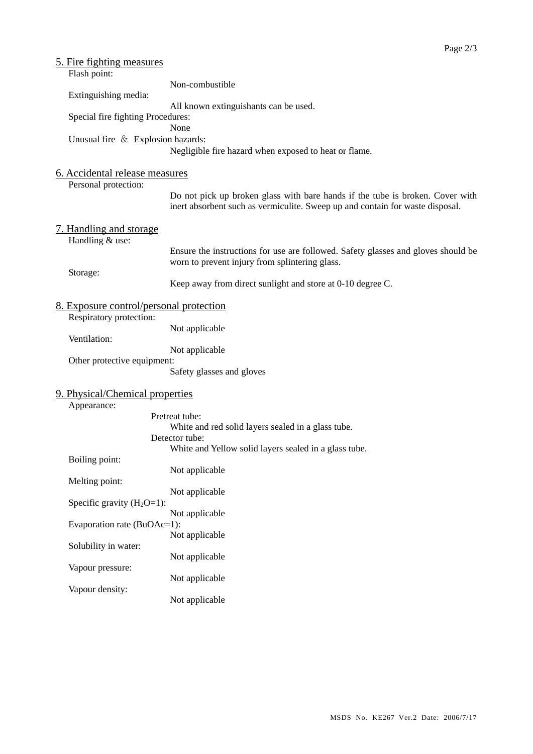## 5. Fire fighting measures

Flash point:

Non-combustible

Extinguishing media:

All known extinguishants can be used.

Special fire fighting Procedures:

None

Unusual fire ＆ Explosion hazards:

Negligible fire hazard when exposed to heat or flame.

## 6. Accidental release measures

Personal protection:

Do not pick up broken glass with bare hands if the tube is broken. Cover with inert absorbent such as vermiculite. Sweep up and contain for waste disposal.

## 7. Handling and storage

Handling & use:

Ensure the instructions for use are followed. Safety glasses and gloves should be worn to prevent injury from splintering glass.

Storage:

Keep away from direct sunlight and store at 0-10 degree C.

## 8. Exposure control/personal protection

Respiratory protection:

Not applicable

Ventilation:

Not applicable

Other protective equipment:

Safety glasses and gloves

## 9. Physical/Chemical properties

Appearance:

Pretreat tube:

White and red solid layers sealed in a glass tube.

Detector tube:

White and Yellow solid layers sealed in a glass tube.

Boiling point:

Not applicable

Melting point:

Not applicable

Specific gravity ($H_2O$=1):

Not applicable

Evaporation rate (BuOAc=1):

Not applicable

Solubility in water:

Not applicable

Vapour pressure:

Not applicable

Vapour density:

Not applicable

MSDS No. KE267 Ver.2 Date: 2006/7/17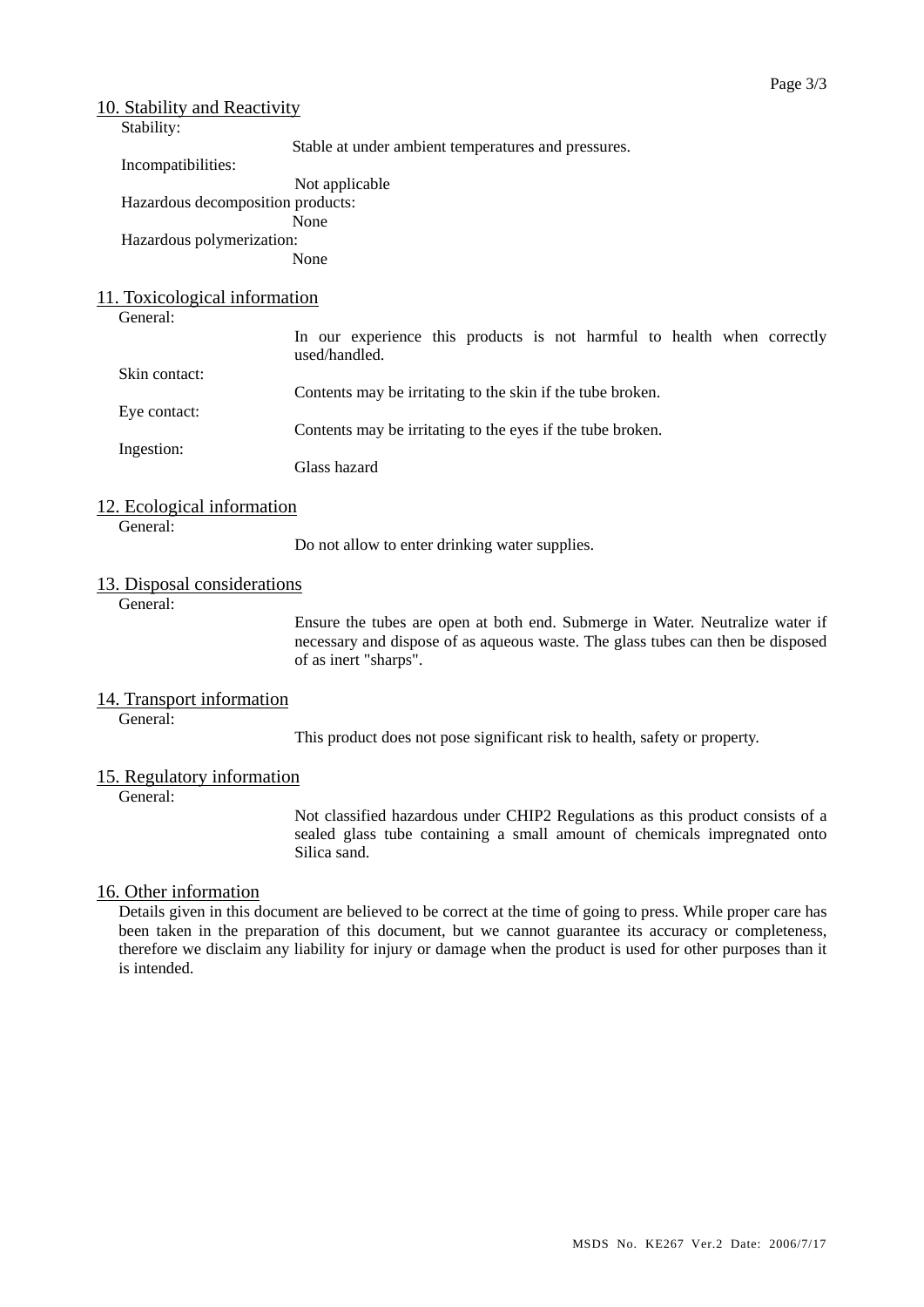## 10. Stability and Reactivity

Stability:

Stable at under ambient temperatures and pressures.

Incompatibilities:

Not applicable

Hazardous decomposition products:

None

Hazardous polymerization:

None

## 11. Toxicological information

General:

In our experience this products is not harmful to health when correctly used/handled.

Skin contact:

Contents may be irritating to the skin if the tube broken.

Eye contact:

Contents may be irritating to the eyes if the tube broken.

Ingestion:

Glass hazard

## 12. Ecological information

General:

Do not allow to enter drinking water supplies.

## 13. Disposal considerations

General:

Ensure the tubes are open at both end. Submerge in Water. Neutralize water if necessary and dispose of as aqueous waste. The glass tubes can then be disposed of as inert "sharps".

## 14. Transport information

General:

This product does not pose significant risk to health, safety or property.

## 15. Regulatory information

General:

Not classified hazardous under CHIP2 Regulations as this product consists of a sealed glass tube containing a small amount of chemicals impregnated onto Silica sand.

## 16. Other information

Details given in this document are believed to be correct at the time of going to press. While proper care has been taken in the preparation of this document, but we cannot guarantee its accuracy or completeness, therefore we disclaim any liability for injury or damage when the product is used for other purposes than it is intended.